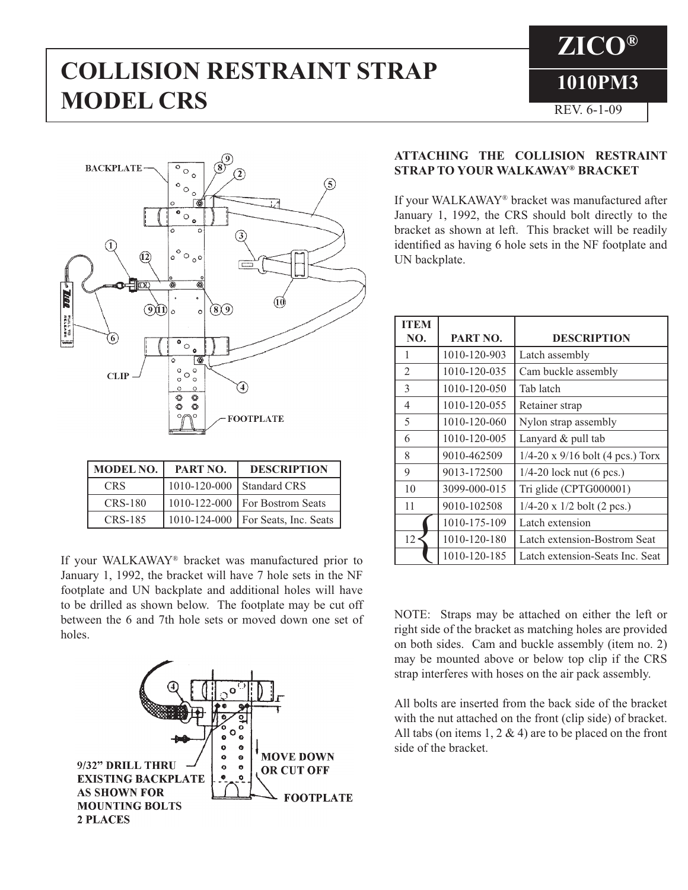# COLLISION RESTRAINT STRAP MODEL CRS

**ZICO®**

**1010PM3**

REV. 6-1-09

| MODEL NO. | PART NO. | DESCRIPTION |
|---|---|---|
| CRS | 1010-120-000 | Standard CRS |
| CRS-180 | 1010-122-000 | For Bostrom Seats |
| CRS-185 | 1010-124-000 | For Seats, Inc. Seats |

If your WALKAWAY® bracket was manufactured prior to January 1, 1992, the bracket will have 7 hole sets in the NF footplate and UN backplate and additional holes will have to be drilled as shown below. The footplate may be cut off between the 6 and 7th hole sets or moved down one set of holes.

### ATTACHING THE COLLISION RESTRAINT STRAP TO YOUR WALKAWAY® BRACKET

If your WALKAWAY® bracket was manufactured after January 1, 1992, the CRS should bolt directly to the bracket as shown at left. This bracket will be readily identified as having 6 hole sets in the NF footplate and UN backplate.

| ITEM NO. | PART NO. | DESCRIPTION |
|---|---|---|
| 1 | 1010-120-903 | Latch assembly |
| 2 | 1010-120-035 | Cam buckle assembly |
| 3 | 1010-120-050 | Tab latch |
| 4 | 1010-120-055 | Retainer strap |
| 5 | 1010-120-060 | Nylon strap assembly |
| 6 | 1010-120-005 | Lanyard & pull tab |
| 8 | 9010-462509 | 1/4-20 x 9/16 bolt (4 pcs.) Torx |
| 9 | 9013-172500 | 1/4-20 lock nut (6 pcs.) |
| 10 | 3099-000-015 | Tri glide (CPTG000001) |
| 11 | 9010-102508 | 1/4-20 x 1/2 bolt (2 pcs.) |
| 12 | 1010-175-109 | Latch extension |
| 12 | 1010-120-180 | Latch extension-Bostrom Seat |
| 12 | 1010-120-185 | Latch extension-Seats Inc. Seat |

NOTE: Straps may be attached on either the left or right side of the bracket as matching holes are provided on both sides. Cam and buckle assembly (item no. 2) may be mounted above or below top clip if the CRS strap interferes with hoses on the air pack assembly.

All bolts are inserted from the back side of the bracket with the nut attached on the front (clip side) of bracket. All tabs (on items 1, 2 & 4) are to be placed on the front side of the bracket.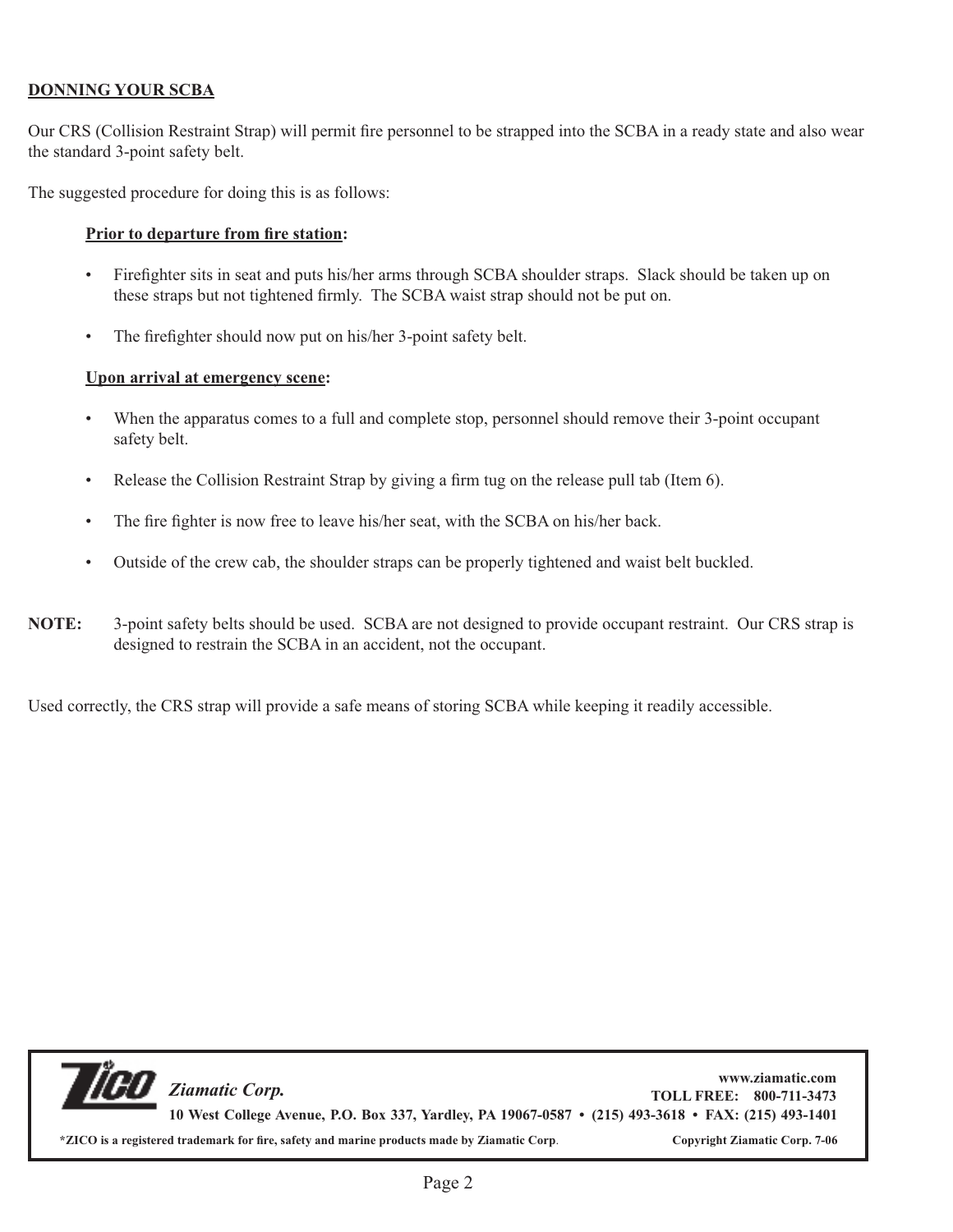## DONNING YOUR SCBA

Our CRS (Collision Restraint Strap) will permit fire personnel to be strapped into the SCBA in a ready state and also wear the standard 3-point safety belt.

The suggested procedure for doing this is as follows:

**Prior to departure from fire station:**

- Firefighter sits in seat and puts his/her arms through SCBA shoulder straps. Slack should be taken up on these straps but not tightened firmly. The SCBA waist strap should not be put on.
- The firefighter should now put on his/her 3-point safety belt.

**Upon arrival at emergency scene:**

- When the apparatus comes to a full and complete stop, personnel should remove their 3-point occupant safety belt.
- Release the Collision Restraint Strap by giving a firm tug on the release pull tab (Item 6).
- The fire fighter is now free to leave his/her seat, with the SCBA on his/her back.
- Outside of the crew cab, the shoulder straps can be properly tightened and waist belt buckled.

**NOTE:** 3-point safety belts should be used. SCBA are not designed to provide occupant restraint. Our CRS strap is designed to restrain the SCBA in an accident, not the occupant.

Used correctly, the CRS strap will provide a safe means of storing SCBA while keeping it readily accessible.

ZICO *Ziamatic Corp.*

www.ziamatic.com
TOLL FREE: 800-711-3473

10 West College Avenue, P.O. Box 337, Yardley, PA 19067-0587 • (215) 493-3618 • FAX: (215) 493-1401

*ZICO is a registered trademark for fire, safety and marine products made by Ziamatic Corp. Copyright Ziamatic Corp. 7-06